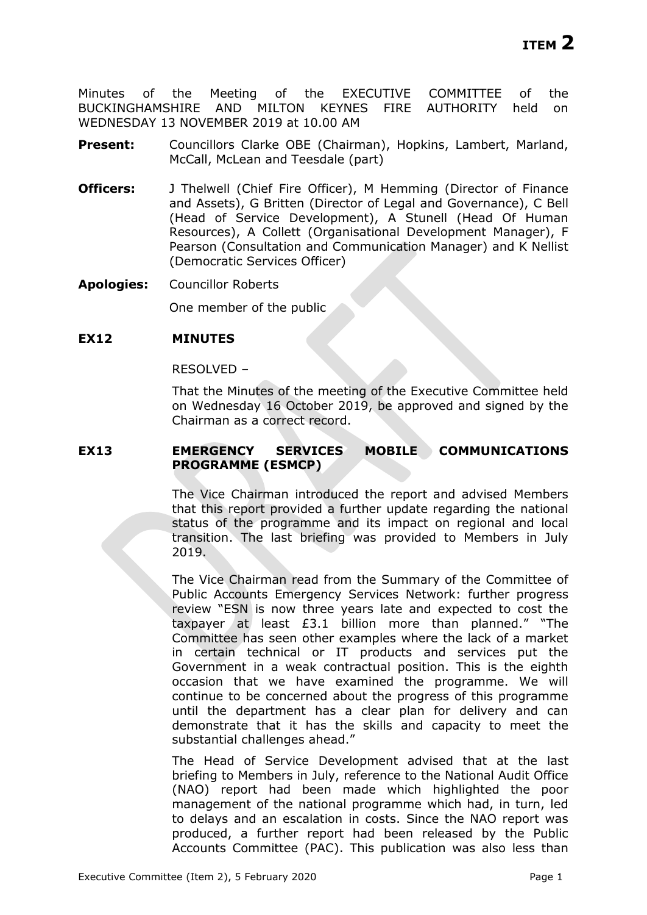**ITEM 2**

Minutes of the Meeting of the EXECUTIVE COMMITTEE of the BUCKINGHAMSHIRE AND MILTON KEYNES FIRE AUTHORITY held on WEDNESDAY 13 NOVEMBER 2019 at 10.00 AM

**Present:** Councillors Clarke OBE (Chairman), Hopkins, Lambert, Marland, McCall, McLean and Teesdale (part)

**Officers:** J Thelwell (Chief Fire Officer), M Hemming (Director of Finance and Assets), G Britten (Director of Legal and Governance), C Bell (Head of Service Development), A Stunell (Head Of Human Resources), A Collett (Organisational Development Manager), F Pearson (Consultation and Communication Manager) and K Nellist (Democratic Services Officer)

**Apologies:** Councillor Roberts

One member of the public

**EX12 MINUTES**

RESOLVED –

That the Minutes of the meeting of the Executive Committee held on Wednesday 16 October 2019, be approved and signed by the Chairman as a correct record.

**EX13 EMERGENCY SERVICES MOBILE COMMUNICATIONS PROGRAMME (ESMCP)**

The Vice Chairman introduced the report and advised Members that this report provided a further update regarding the national status of the programme and its impact on regional and local transition. The last briefing was provided to Members in July 2019.

The Vice Chairman read from the Summary of the Committee of Public Accounts Emergency Services Network: further progress review "ESN is now three years late and expected to cost the taxpayer at least £3.1 billion more than planned." "The Committee has seen other examples where the lack of a market in certain technical or IT products and services put the Government in a weak contractual position. This is the eighth occasion that we have examined the programme. We will continue to be concerned about the progress of this programme until the department has a clear plan for delivery and can demonstrate that it has the skills and capacity to meet the substantial challenges ahead."

The Head of Service Development advised that at the last briefing to Members in July, reference to the National Audit Office (NAO) report had been made which highlighted the poor management of the national programme which had, in turn, led to delays and an escalation in costs. Since the NAO report was produced, a further report had been released by the Public Accounts Committee (PAC). This publication was also less than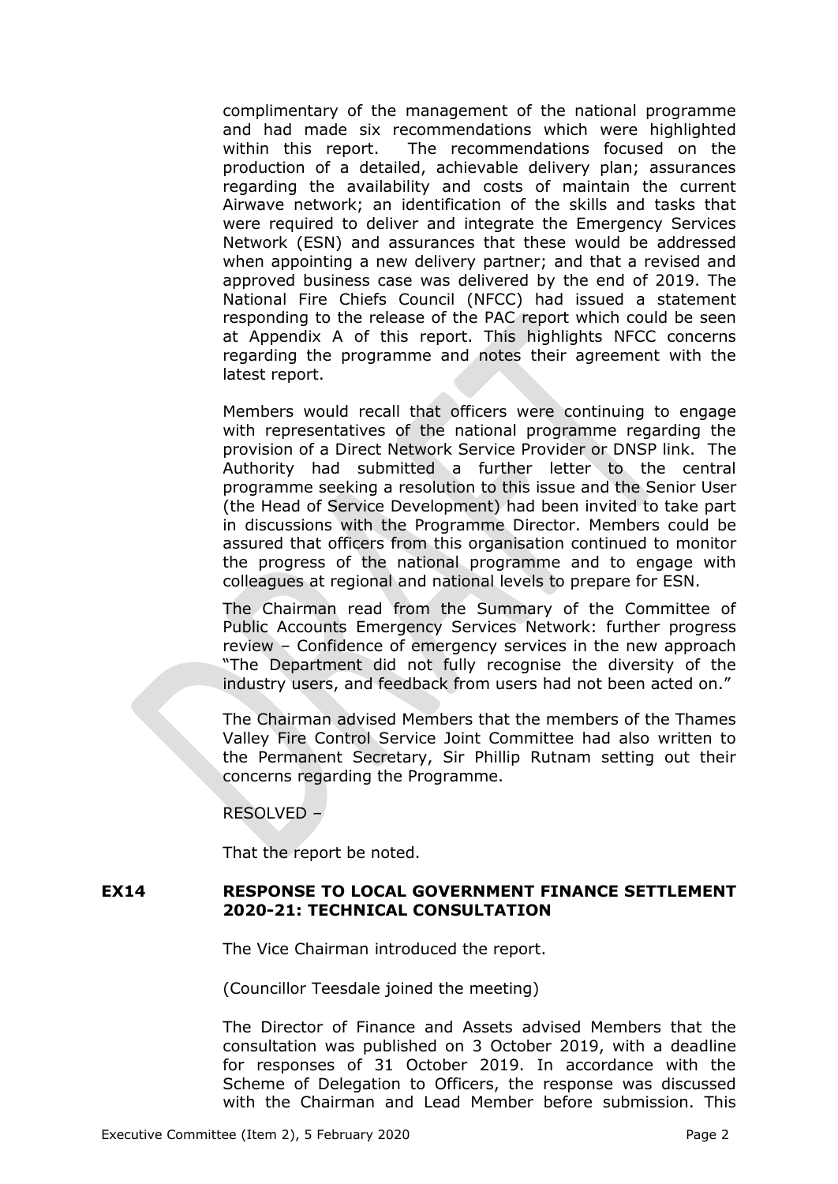complimentary of the management of the national programme and had made six recommendations which were highlighted within this report. The recommendations focused on the production of a detailed, achievable delivery plan; assurances regarding the availability and costs of maintain the current Airwave network; an identification of the skills and tasks that were required to deliver and integrate the Emergency Services Network (ESN) and assurances that these would be addressed when appointing a new delivery partner; and that a revised and approved business case was delivered by the end of 2019. The National Fire Chiefs Council (NFCC) had issued a statement responding to the release of the PAC report which could be seen at Appendix A of this report. This highlights NFCC concerns regarding the programme and notes their agreement with the latest report.

Members would recall that officers were continuing to engage with representatives of the national programme regarding the provision of a Direct Network Service Provider or DNSP link. The Authority had submitted a further letter to the central programme seeking a resolution to this issue and the Senior User (the Head of Service Development) had been invited to take part in discussions with the Programme Director. Members could be assured that officers from this organisation continued to monitor the progress of the national programme and to engage with colleagues at regional and national levels to prepare for ESN.

The Chairman read from the Summary of the Committee of Public Accounts Emergency Services Network: further progress review – Confidence of emergency services in the new approach "The Department did not fully recognise the diversity of the industry users, and feedback from users had not been acted on."

The Chairman advised Members that the members of the Thames Valley Fire Control Service Joint Committee had also written to the Permanent Secretary, Sir Phillip Rutnam setting out their concerns regarding the Programme.

RESOLVED –

That the report be noted.

**EX14 RESPONSE TO LOCAL GOVERNMENT FINANCE SETTLEMENT 2020-21: TECHNICAL CONSULTATION**

The Vice Chairman introduced the report.

(Councillor Teesdale joined the meeting)

The Director of Finance and Assets advised Members that the consultation was published on 3 October 2019, with a deadline for responses of 31 October 2019. In accordance with the Scheme of Delegation to Officers, the response was discussed with the Chairman and Lead Member before submission. This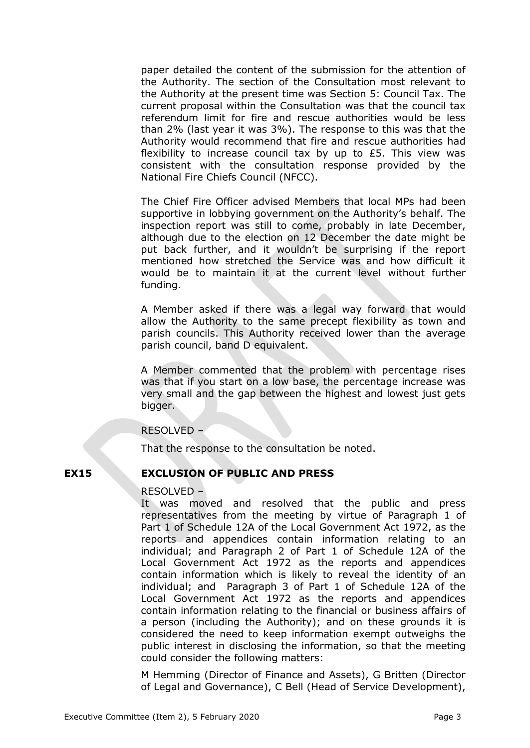paper detailed the content of the submission for the attention of the Authority. The section of the Consultation most relevant to the Authority at the present time was Section 5: Council Tax. The current proposal within the Consultation was that the council tax referendum limit for fire and rescue authorities would be less than 2% (last year it was 3%). The response to this was that the Authority would recommend that fire and rescue authorities had flexibility to increase council tax by up to £5. This view was consistent with the consultation response provided by the National Fire Chiefs Council (NFCC).

The Chief Fire Officer advised Members that local MPs had been supportive in lobbying government on the Authority's behalf. The inspection report was still to come, probably in late December, although due to the election on 12 December the date might be put back further, and it wouldn't be surprising if the report mentioned how stretched the Service was and how difficult it would be to maintain it at the current level without further funding.

A Member asked if there was a legal way forward that would allow the Authority to the same precept flexibility as town and parish councils. This Authority received lower than the average parish council, band D equivalent.

A Member commented that the problem with percentage rises was that if you start on a low base, the percentage increase was very small and the gap between the highest and lowest just gets bigger.

RESOLVED –

That the response to the consultation be noted.

## EX15 EXCLUSION OF PUBLIC AND PRESS

RESOLVED –

It was moved and resolved that the public and press representatives from the meeting by virtue of Paragraph 1 of Part 1 of Schedule 12A of the Local Government Act 1972, as the reports and appendices contain information relating to an individual; and Paragraph 2 of Part 1 of Schedule 12A of the Local Government Act 1972 as the reports and appendices contain information which is likely to reveal the identity of an individual; and Paragraph 3 of Part 1 of Schedule 12A of the Local Government Act 1972 as the reports and appendices contain information relating to the financial or business affairs of a person (including the Authority); and on these grounds it is considered the need to keep information exempt outweighs the public interest in disclosing the information, so that the meeting could consider the following matters:

M Hemming (Director of Finance and Assets), G Britten (Director of Legal and Governance), C Bell (Head of Service Development),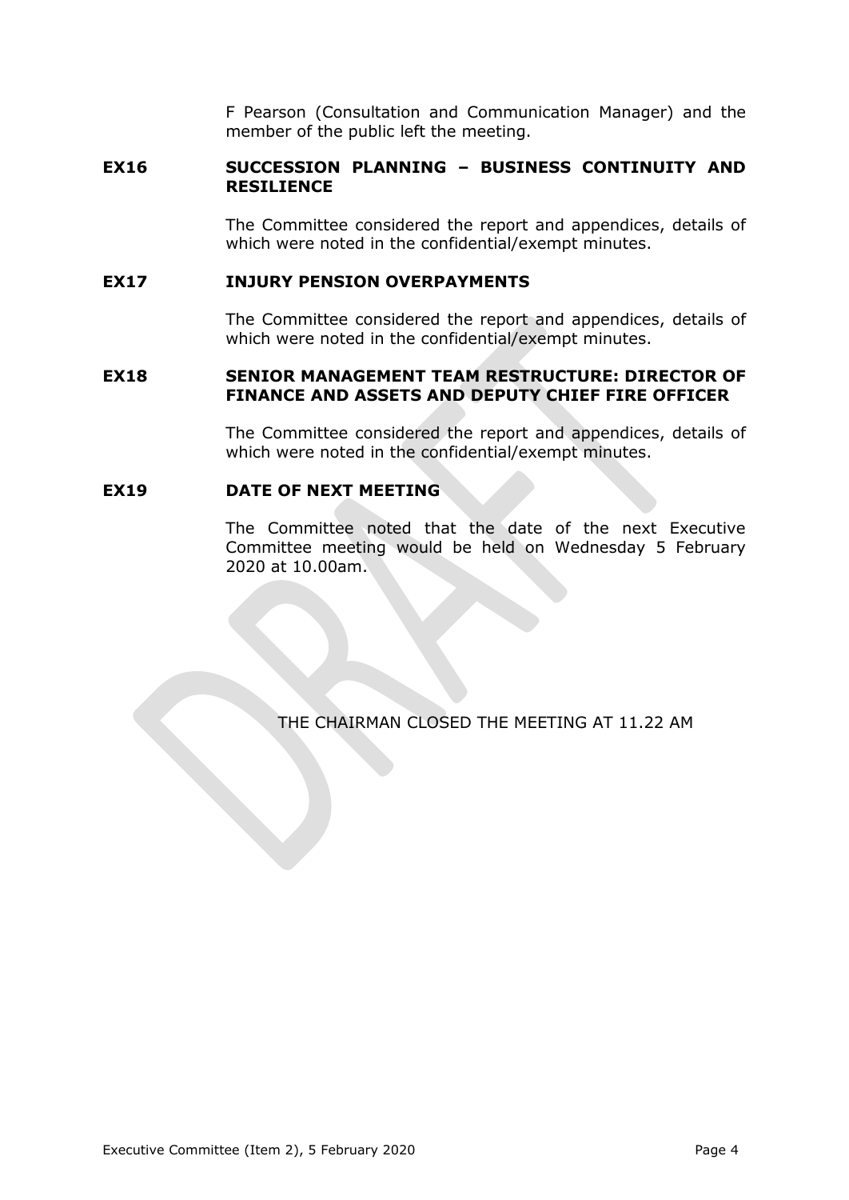F Pearson (Consultation and Communication Manager) and the member of the public left the meeting.

## EX16 SUCCESSION PLANNING – BUSINESS CONTINUITY AND RESILIENCE

The Committee considered the report and appendices, details of which were noted in the confidential/exempt minutes.

## EX17 INJURY PENSION OVERPAYMENTS

The Committee considered the report and appendices, details of which were noted in the confidential/exempt minutes.

## EX18 SENIOR MANAGEMENT TEAM RESTRUCTURE: DIRECTOR OF FINANCE AND ASSETS AND DEPUTY CHIEF FIRE OFFICER

The Committee considered the report and appendices, details of which were noted in the confidential/exempt minutes.

## EX19 DATE OF NEXT MEETING

The Committee noted that the date of the next Executive Committee meeting would be held on Wednesday 5 February 2020 at 10.00am.

THE CHAIRMAN CLOSED THE MEETING AT 11.22 AM